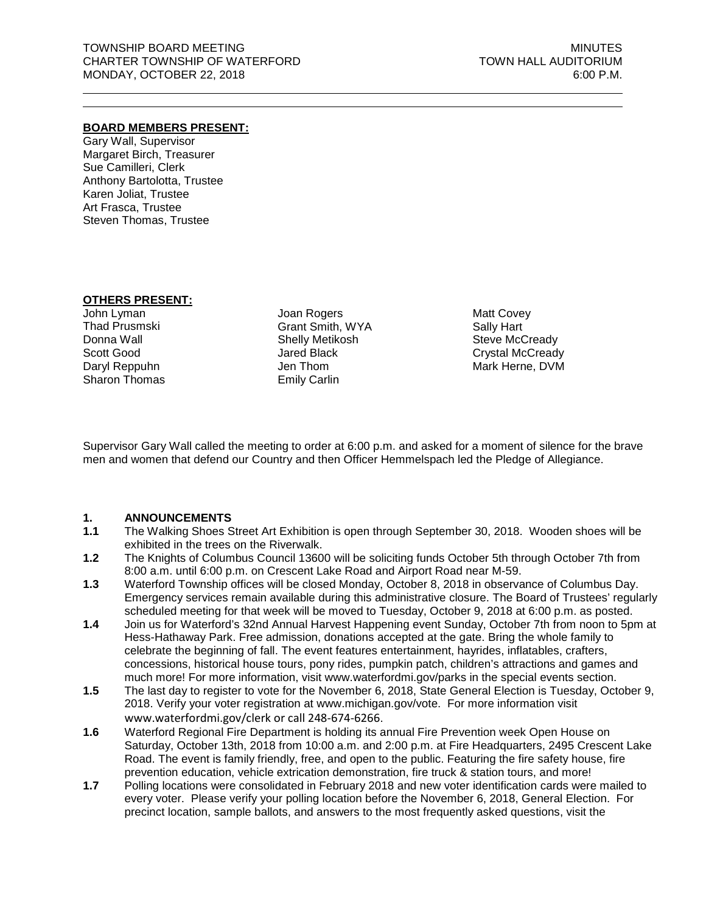TOWNSHIP BOARD MEETING
CHARTER TOWNSHIP OF WATERFORD
MONDAY, OCTOBER 22, 2018

MINUTES
TOWN HALL AUDITORIUM
6:00 P.M.

---

**BOARD MEMBERS PRESENT:**

Gary Wall, Supervisor
Margaret Birch, Treasurer
Sue Camilleri, Clerk
Anthony Bartolotta, Trustee
Karen Joliat, Trustee
Art Frasca, Trustee
Steven Thomas, Trustee

**OTHERS PRESENT:**

John Lyman
Thad Prusmski
Donna Wall
Scott Good
Daryl Reppuhn
Sharon Thomas
Joan Rogers
Grant Smith, WYA
Shelly Metikosh
Jared Black
Jen Thom
Emily Carlin
Matt Covey
Sally Hart
Steve McCready
Crystal McCready
Mark Herne, DVM

Supervisor Gary Wall called the meeting to order at 6:00 p.m. and asked for a moment of silence for the brave men and women that defend our Country and then Officer Hemmelspach led the Pledge of Allegiance.

**1. ANNOUNCEMENTS**

**1.1** The Walking Shoes Street Art Exhibition is open through September 30, 2018. Wooden shoes will be exhibited in the trees on the Riverwalk.

**1.2** The Knights of Columbus Council 13600 will be soliciting funds October 5th through October 7th from 8:00 a.m. until 6:00 p.m. on Crescent Lake Road and Airport Road near M-59.

**1.3** Waterford Township offices will be closed Monday, October 8, 2018 in observance of Columbus Day. Emergency services remain available during this administrative closure. The Board of Trustees' regularly scheduled meeting for that week will be moved to Tuesday, October 9, 2018 at 6:00 p.m. as posted.

**1.4** Join us for Waterford's 32nd Annual Harvest Happening event Sunday, October 7th from noon to 5pm at Hess-Hathaway Park. Free admission, donations accepted at the gate. Bring the whole family to celebrate the beginning of fall. The event features entertainment, hayrides, inflatables, crafters, concessions, historical house tours, pony rides, pumpkin patch, children's attractions and games and much more! For more information, visit www.waterfordmi.gov/parks in the special events section.

**1.5** The last day to register to vote for the November 6, 2018, State General Election is Tuesday, October 9, 2018. Verify your voter registration at www.michigan.gov/vote. For more information visit www.waterfordmi.gov/clerk or call 248-674-6266.

**1.6** Waterford Regional Fire Department is holding its annual Fire Prevention week Open House on Saturday, October 13th, 2018 from 10:00 a.m. and 2:00 p.m. at Fire Headquarters, 2495 Crescent Lake Road. The event is family friendly, free, and open to the public. Featuring the fire safety house, fire prevention education, vehicle extrication demonstration, fire truck & station tours, and more!

**1.7** Polling locations were consolidated in February 2018 and new voter identification cards were mailed to every voter. Please verify your polling location before the November 6, 2018, General Election. For precinct location, sample ballots, and answers to the most frequently asked questions, visit the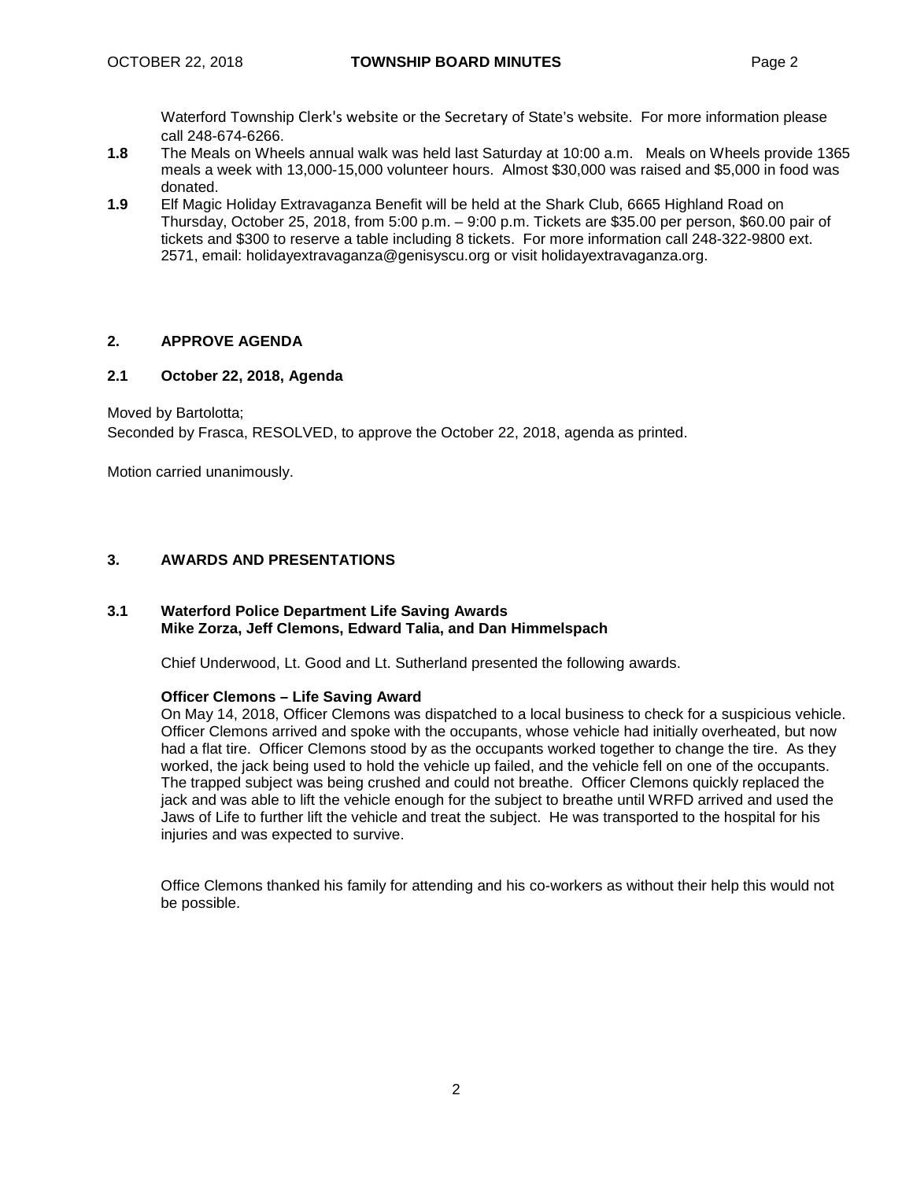Waterford Township Clerk's website or the Secretary of State's website. For more information please call 248-674-6266.

**1.8** The Meals on Wheels annual walk was held last Saturday at 10:00 a.m. Meals on Wheels provide 1365 meals a week with 13,000-15,000 volunteer hours. Almost $30,000 was raised and $5,000 in food was donated.

**1.9** Elf Magic Holiday Extravaganza Benefit will be held at the Shark Club, 6665 Highland Road on Thursday, October 25, 2018, from 5:00 p.m. – 9:00 p.m. Tickets are $35.00 per person, $60.00 pair of tickets and $300 to reserve a table including 8 tickets. For more information call 248-322-9800 ext. 2571, email: holidayextravaganza@genisyscu.org or visit holidayextravaganza.org.

## 2. APPROVE AGENDA

### 2.1 October 22, 2018, Agenda

Moved by Bartolotta;
Seconded by Frasca, RESOLVED, to approve the October 22, 2018, agenda as printed.

Motion carried unanimously.

## 3. AWARDS AND PRESENTATIONS

### 3.1 Waterford Police Department Life Saving Awards Mike Zorza, Jeff Clemons, Edward Talia, and Dan Himmelspach

Chief Underwood, Lt. Good and Lt. Sutherland presented the following awards.

**Officer Clemons – Life Saving Award**
On May 14, 2018, Officer Clemons was dispatched to a local business to check for a suspicious vehicle. Officer Clemons arrived and spoke with the occupants, whose vehicle had initially overheated, but now had a flat tire. Officer Clemons stood by as the occupants worked together to change the tire. As they worked, the jack being used to hold the vehicle up failed, and the vehicle fell on one of the occupants. The trapped subject was being crushed and could not breathe. Officer Clemons quickly replaced the jack and was able to lift the vehicle enough for the subject to breathe until WRFD arrived and used the Jaws of Life to further lift the vehicle and treat the subject. He was transported to the hospital for his injuries and was expected to survive.

Office Clemons thanked his family for attending and his co-workers as without their help this would not be possible.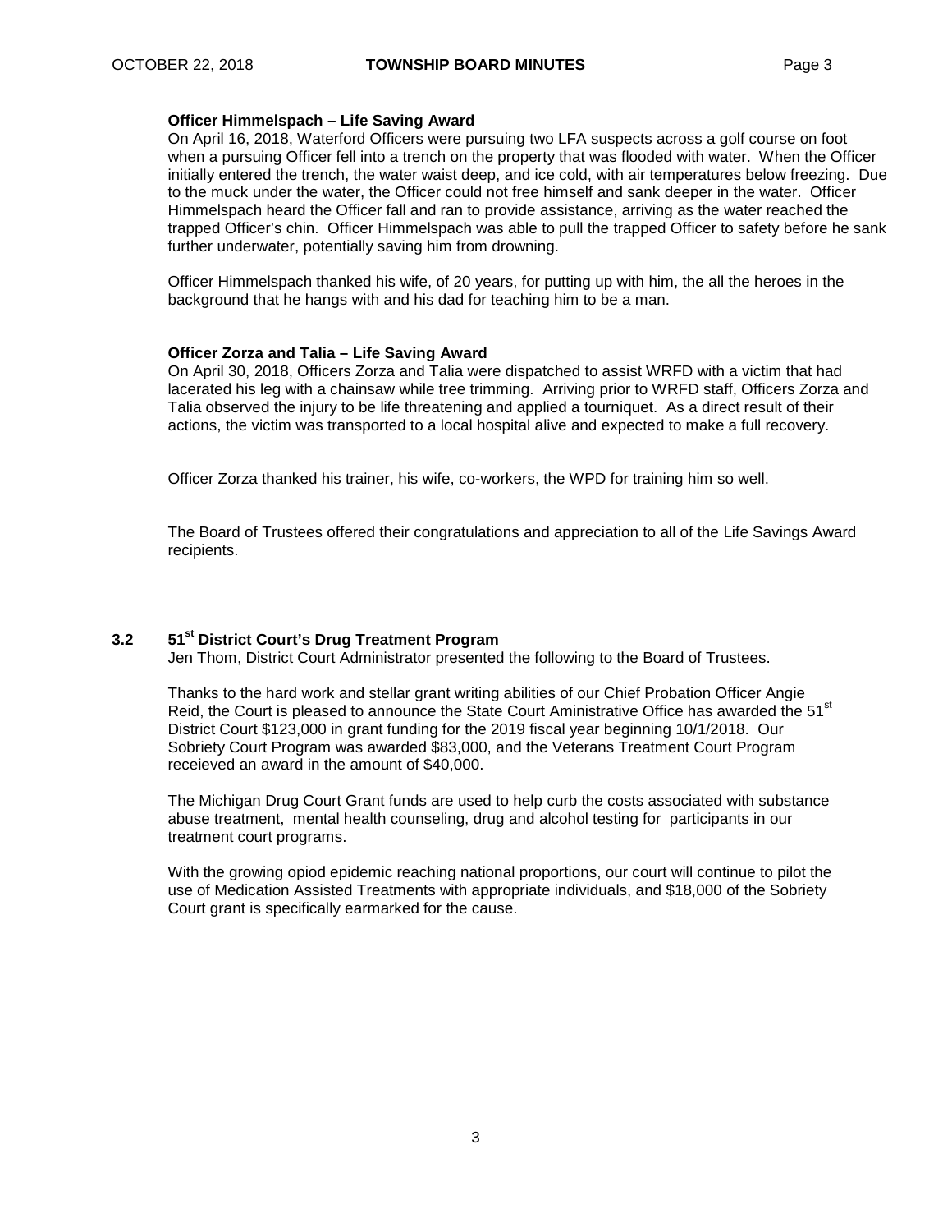**Officer Himmelspach – Life Saving Award**

On April 16, 2018, Waterford Officers were pursuing two LFA suspects across a golf course on foot when a pursuing Officer fell into a trench on the property that was flooded with water. When the Officer initially entered the trench, the water waist deep, and ice cold, with air temperatures below freezing. Due to the muck under the water, the Officer could not free himself and sank deeper in the water. Officer Himmelspach heard the Officer fall and ran to provide assistance, arriving as the water reached the trapped Officer's chin. Officer Himmelspach was able to pull the trapped Officer to safety before he sank further underwater, potentially saving him from drowning.

Officer Himmelspach thanked his wife, of 20 years, for putting up with him, the all the heroes in the background that he hangs with and his dad for teaching him to be a man.

**Officer Zorza and Talia – Life Saving Award**

On April 30, 2018, Officers Zorza and Talia were dispatched to assist WRFD with a victim that had lacerated his leg with a chainsaw while tree trimming. Arriving prior to WRFD staff, Officers Zorza and Talia observed the injury to be life threatening and applied a tourniquet. As a direct result of their actions, the victim was transported to a local hospital alive and expected to make a full recovery.

Officer Zorza thanked his trainer, his wife, co-workers, the WPD for training him so well.

The Board of Trustees offered their congratulations and appreciation to all of the Life Savings Award recipients.

## 3.2 51st District Court's Drug Treatment Program

Jen Thom, District Court Administrator presented the following to the Board of Trustees.

Thanks to the hard work and stellar grant writing abilities of our Chief Probation Officer Angie Reid, the Court is pleased to announce the State Court Aministrative Office has awarded the 51st District Court $123,000 in grant funding for the 2019 fiscal year beginning 10/1/2018. Our Sobriety Court Program was awarded $83,000, and the Veterans Treatment Court Program receieved an award in the amount of $40,000.

The Michigan Drug Court Grant funds are used to help curb the costs associated with substance abuse treatment, mental health counseling, drug and alcohol testing for participants in our treatment court programs.

With the growing opiod epidemic reaching national proportions, our court will continue to pilot the use of Medication Assisted Treatments with appropriate individuals, and $18,000 of the Sobriety Court grant is specifically earmarked for the cause.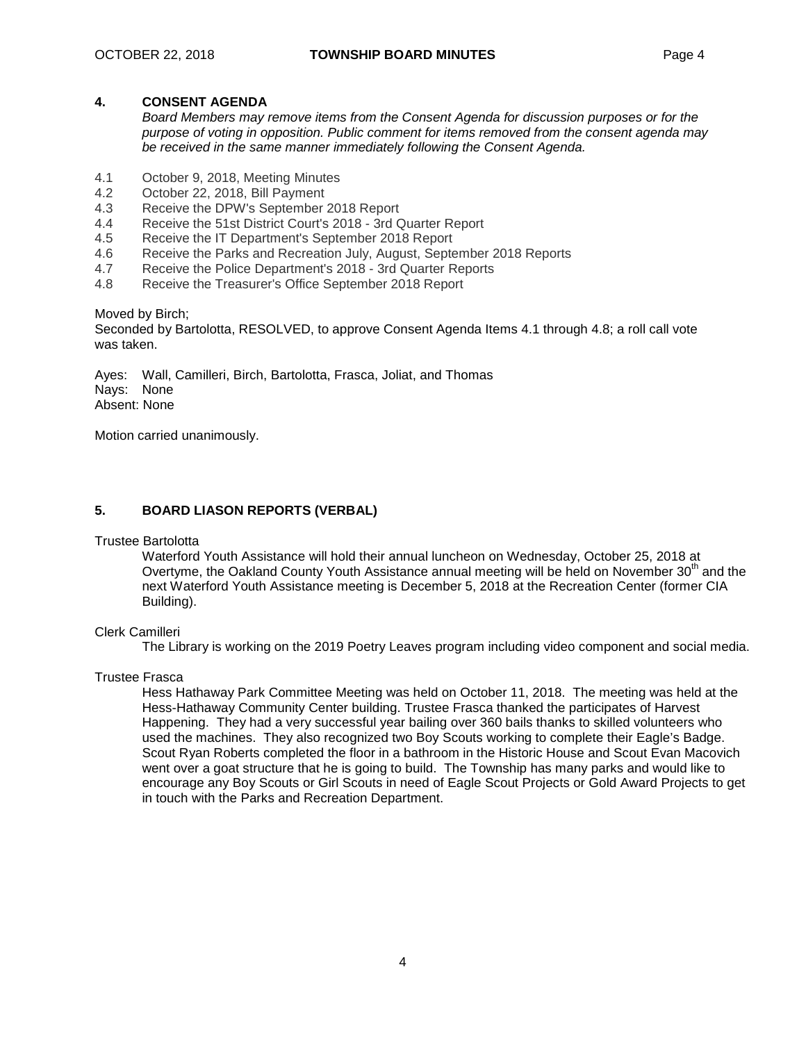## 4. CONSENT AGENDA

*Board Members may remove items from the Consent Agenda for discussion purposes or for the purpose of voting in opposition. Public comment for items removed from the consent agenda may be received in the same manner immediately following the Consent Agenda.*

4.1 October 9, 2018, Meeting Minutes
4.2 October 22, 2018, Bill Payment
4.3 Receive the DPW's September 2018 Report
4.4 Receive the 51st District Court's 2018 - 3rd Quarter Report
4.5 Receive the IT Department's September 2018 Report
4.6 Receive the Parks and Recreation July, August, September 2018 Reports
4.7 Receive the Police Department's 2018 - 3rd Quarter Reports
4.8 Receive the Treasurer's Office September 2018 Report

Moved by Birch;
Seconded by Bartolotta, RESOLVED, to approve Consent Agenda Items 4.1 through 4.8; a roll call vote was taken.

Ayes: Wall, Camilleri, Birch, Bartolotta, Frasca, Joliat, and Thomas
Nays: None
Absent: None

Motion carried unanimously.

## 5. BOARD LIASON REPORTS (VERBAL)

Trustee Bartolotta

Waterford Youth Assistance will hold their annual luncheon on Wednesday, October 25, 2018 at Overtyme, the Oakland County Youth Assistance annual meeting will be held on November 30th and the next Waterford Youth Assistance meeting is December 5, 2018 at the Recreation Center (former CIA Building).

Clerk Camilleri

The Library is working on the 2019 Poetry Leaves program including video component and social media.

Trustee Frasca

Hess Hathaway Park Committee Meeting was held on October 11, 2018. The meeting was held at the Hess-Hathaway Community Center building. Trustee Frasca thanked the participates of Harvest Happening. They had a very successful year bailing over 360 bails thanks to skilled volunteers who used the machines. They also recognized two Boy Scouts working to complete their Eagle's Badge. Scout Ryan Roberts completed the floor in a bathroom in the Historic House and Scout Evan Macovich went over a goat structure that he is going to build. The Township has many parks and would like to encourage any Boy Scouts or Girl Scouts in need of Eagle Scout Projects or Gold Award Projects to get in touch with the Parks and Recreation Department.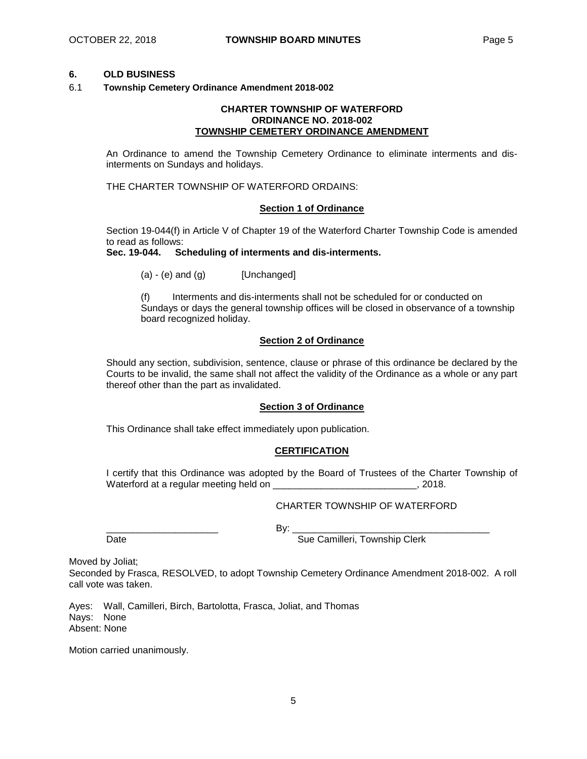## 6. OLD BUSINESS

### 6.1 Township Cemetery Ordinance Amendment 2018-002

**CHARTER TOWNSHIP OF WATERFORD**
**ORDINANCE NO. 2018-002**
**TOWNSHIP CEMETERY ORDINANCE AMENDMENT**

An Ordinance to amend the Township Cemetery Ordinance to eliminate interments and dis-interments on Sundays and holidays.

THE CHARTER TOWNSHIP OF WATERFORD ORDAINS:

**Section 1 of Ordinance**

Section 19-044(f) in Article V of Chapter 19 of the Waterford Charter Township Code is amended to read as follows:

**Sec. 19-044. Scheduling of interments and dis-interments.**

(a) - (e) and (g) [Unchanged]

(f) Interments and dis-interments shall not be scheduled for or conducted on Sundays or days the general township offices will be closed in observance of a township board recognized holiday.

**Section 2 of Ordinance**

Should any section, subdivision, sentence, clause or phrase of this ordinance be declared by the Courts to be invalid, the same shall not affect the validity of the Ordinance as a whole or any part thereof other than the part as invalidated.

**Section 3 of Ordinance**

This Ordinance shall take effect immediately upon publication.

**CERTIFICATION**

I certify that this Ordinance was adopted by the Board of Trustees of the Charter Township of Waterford at a regular meeting held on ___________________________, 2018.

CHARTER TOWNSHIP OF WATERFORD

_____________________ By: ______________________________________

Date Sue Camilleri, Township Clerk

Moved by Joliat;

Seconded by Frasca, RESOLVED, to adopt Township Cemetery Ordinance Amendment 2018-002. A roll call vote was taken.

Ayes: Wall, Camilleri, Birch, Bartolotta, Frasca, Joliat, and Thomas
Nays: None
Absent: None

Motion carried unanimously.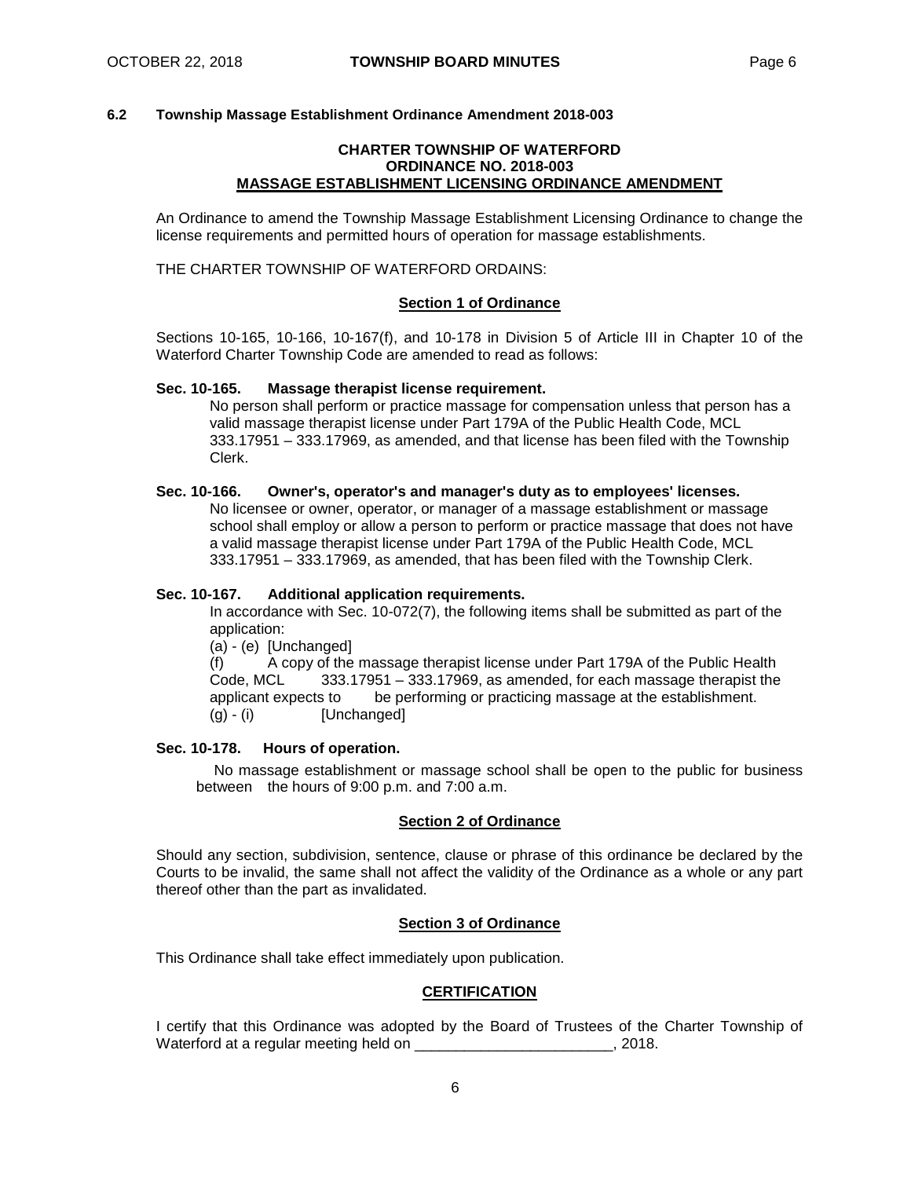### 6.2 Township Massage Establishment Ordinance Amendment 2018-003

**CHARTER TOWNSHIP OF WATERFORD**
**ORDINANCE NO. 2018-003**
**MASSAGE ESTABLISHMENT LICENSING ORDINANCE AMENDMENT**

An Ordinance to amend the Township Massage Establishment Licensing Ordinance to change the license requirements and permitted hours of operation for massage establishments.

THE CHARTER TOWNSHIP OF WATERFORD ORDAINS:

**Section 1 of Ordinance**

Sections 10-165, 10-166, 10-167(f), and 10-178 in Division 5 of Article III in Chapter 10 of the Waterford Charter Township Code are amended to read as follows:

**Sec. 10-165. Massage therapist license requirement.**

No person shall perform or practice massage for compensation unless that person has a valid massage therapist license under Part 179A of the Public Health Code, MCL 333.17951 – 333.17969, as amended, and that license has been filed with the Township Clerk.

**Sec. 10-166. Owner's, operator's and manager's duty as to employees' licenses.**

No licensee or owner, operator, or manager of a massage establishment or massage school shall employ or allow a person to perform or practice massage that does not have a valid massage therapist license under Part 179A of the Public Health Code, MCL 333.17951 – 333.17969, as amended, that has been filed with the Township Clerk.

**Sec. 10-167. Additional application requirements.**

In accordance with Sec. 10-072(7), the following items shall be submitted as part of the application:

(a) - (e) [Unchanged]

(f) A copy of the massage therapist license under Part 179A of the Public Health Code, MCL 333.17951 – 333.17969, as amended, for each massage therapist the applicant expects to be performing or practicing massage at the establishment.

(g) - (i) [Unchanged]

**Sec. 10-178. Hours of operation.**

No massage establishment or massage school shall be open to the public for business between the hours of 9:00 p.m. and 7:00 a.m.

**Section 2 of Ordinance**

Should any section, subdivision, sentence, clause or phrase of this ordinance be declared by the Courts to be invalid, the same shall not affect the validity of the Ordinance as a whole or any part thereof other than the part as invalidated.

**Section 3 of Ordinance**

This Ordinance shall take effect immediately upon publication.

**CERTIFICATION**

I certify that this Ordinance was adopted by the Board of Trustees of the Charter Township of Waterford at a regular meeting held on ________________________, 2018.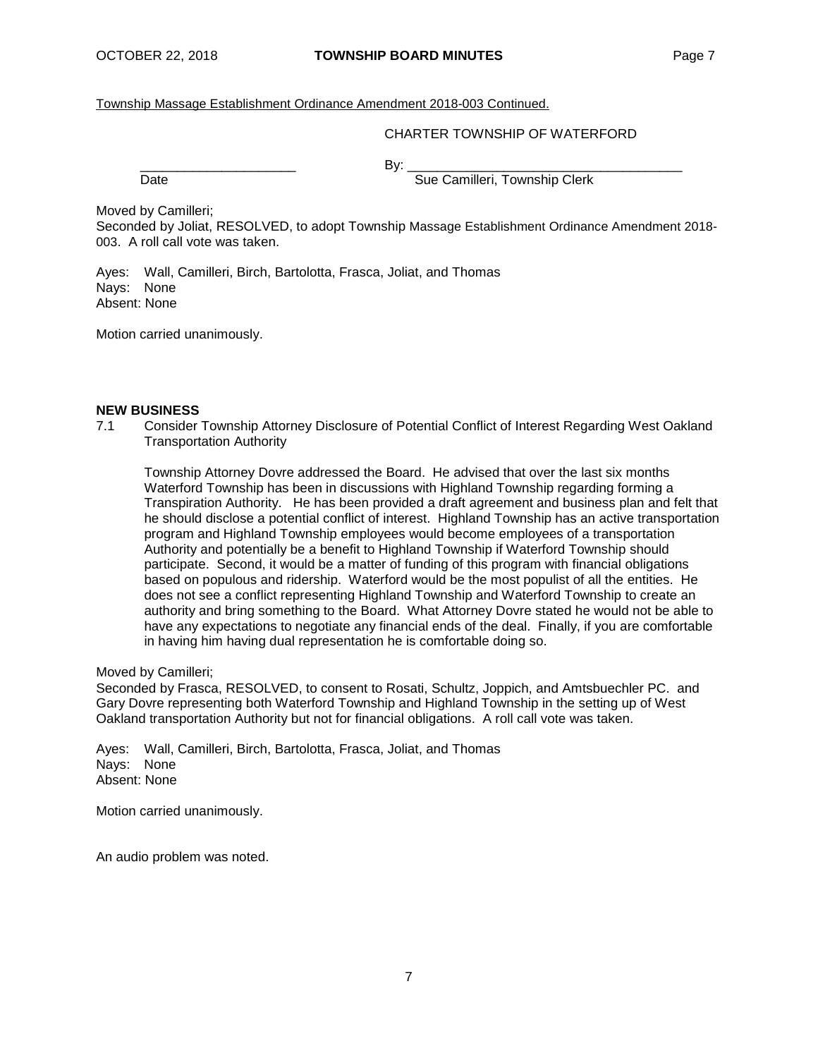Township Massage Establishment Ordinance Amendment 2018-003 Continued.

CHARTER TOWNSHIP OF WATERFORD

_____________________ By: _____________________________________

Date Sue Camilleri, Township Clerk

Moved by Camilleri;
Seconded by Joliat, RESOLVED, to adopt Township Massage Establishment Ordinance Amendment 2018-003. A roll call vote was taken.

Ayes: Wall, Camilleri, Birch, Bartolotta, Frasca, Joliat, and Thomas
Nays: None
Absent: None

Motion carried unanimously.

**NEW BUSINESS**

7.1 Consider Township Attorney Disclosure of Potential Conflict of Interest Regarding West Oakland Transportation Authority

Township Attorney Dovre addressed the Board. He advised that over the last six months Waterford Township has been in discussions with Highland Township regarding forming a Transpiration Authority. He has been provided a draft agreement and business plan and felt that he should disclose a potential conflict of interest. Highland Township has an active transportation program and Highland Township employees would become employees of a transportation Authority and potentially be a benefit to Highland Township if Waterford Township should participate. Second, it would be a matter of funding of this program with financial obligations based on populous and ridership. Waterford would be the most populist of all the entities. He does not see a conflict representing Highland Township and Waterford Township to create an authority and bring something to the Board. What Attorney Dovre stated he would not be able to have any expectations to negotiate any financial ends of the deal. Finally, if you are comfortable in having him having dual representation he is comfortable doing so.

Moved by Camilleri;
Seconded by Frasca, RESOLVED, to consent to Rosati, Schultz, Joppich, and Amtsbuechler PC. and Gary Dovre representing both Waterford Township and Highland Township in the setting up of West Oakland transportation Authority but not for financial obligations. A roll call vote was taken.

Ayes: Wall, Camilleri, Birch, Bartolotta, Frasca, Joliat, and Thomas
Nays: None
Absent: None

Motion carried unanimously.

An audio problem was noted.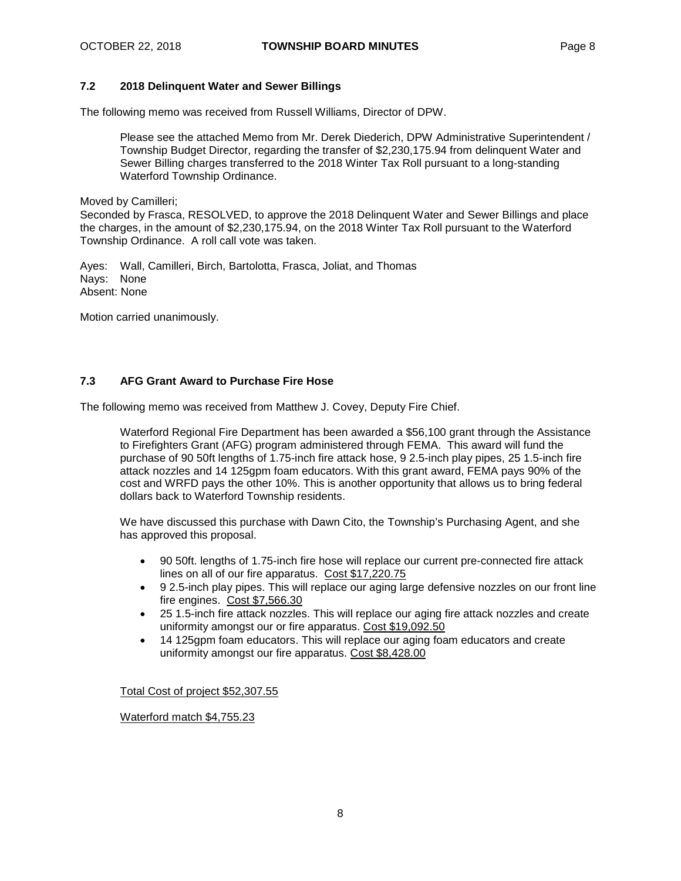### 7.2 2018 Delinquent Water and Sewer Billings

The following memo was received from Russell Williams, Director of DPW.

> Please see the attached Memo from Mr. Derek Diederich, DPW Administrative Superintendent / Township Budget Director, regarding the transfer of $2,230,175.94 from delinquent Water and Sewer Billing charges transferred to the 2018 Winter Tax Roll pursuant to a long-standing Waterford Township Ordinance.

Moved by Camilleri;
Seconded by Frasca, RESOLVED, to approve the 2018 Delinquent Water and Sewer Billings and place the charges, in the amount of $2,230,175.94, on the 2018 Winter Tax Roll pursuant to the Waterford Township Ordinance. A roll call vote was taken.

Ayes: Wall, Camilleri, Birch, Bartolotta, Frasca, Joliat, and Thomas
Nays: None
Absent: None

Motion carried unanimously.

### 7.3 AFG Grant Award to Purchase Fire Hose

The following memo was received from Matthew J. Covey, Deputy Fire Chief.

> Waterford Regional Fire Department has been awarded a $56,100 grant through the Assistance to Firefighters Grant (AFG) program administered through FEMA. This award will fund the purchase of 90 50ft lengths of 1.75-inch fire attack hose, 9 2.5-inch play pipes, 25 1.5-inch fire attack nozzles and 14 125gpm foam educators. With this grant award, FEMA pays 90% of the cost and WRFD pays the other 10%. This is another opportunity that allows us to bring federal dollars back to Waterford Township residents.
>
> We have discussed this purchase with Dawn Cito, the Township's Purchasing Agent, and she has approved this proposal.
>
> - 90 50ft. lengths of 1.75-inch fire hose will replace our current pre-connected fire attack lines on all of our fire apparatus. Cost $17,220.75
> - 9 2.5-inch play pipes. This will replace our aging large defensive nozzles on our front line fire engines. Cost $7,566.30
> - 25 1.5-inch fire attack nozzles. This will replace our aging fire attack nozzles and create uniformity amongst our or fire apparatus. Cost $19,092.50
> - 14 125gpm foam educators. This will replace our aging foam educators and create uniformity amongst our fire apparatus. Cost $8,428.00
>
> Total Cost of project $52,307.55
>
> Waterford match $4,755.23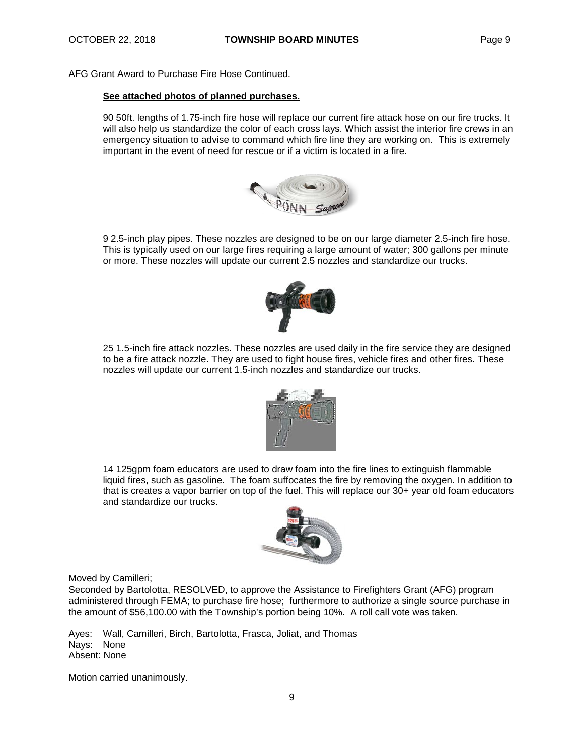AFG Grant Award to Purchase Fire Hose Continued.

**See attached photos of planned purchases.**

90 50ft. lengths of 1.75-inch fire hose will replace our current fire attack hose on our fire trucks. It will also help us standardize the color of each cross lays. Which assist the interior fire crews in an emergency situation to advise to command which fire line they are working on. This is extremely important in the event of need for rescue or if a victim is located in a fire.

9 2.5-inch play pipes. These nozzles are designed to be on our large diameter 2.5-inch fire hose. This is typically used on our large fires requiring a large amount of water; 300 gallons per minute or more. These nozzles will update our current 2.5 nozzles and standardize our trucks.

25 1.5-inch fire attack nozzles. These nozzles are used daily in the fire service they are designed to be a fire attack nozzle. They are used to fight house fires, vehicle fires and other fires. These nozzles will update our current 1.5-inch nozzles and standardize our trucks.

14 125gpm foam educators are used to draw foam into the fire lines to extinguish flammable liquid fires, such as gasoline. The foam suffocates the fire by removing the oxygen. In addition to that is creates a vapor barrier on top of the fuel. This will replace our 30+ year old foam educators and standardize our trucks.

Moved by Camilleri;
Seconded by Bartolotta, RESOLVED, to approve the Assistance to Firefighters Grant (AFG) program administered through FEMA; to purchase fire hose; furthermore to authorize a single source purchase in the amount of $56,100.00 with the Township's portion being 10%. A roll call vote was taken.

Ayes: Wall, Camilleri, Birch, Bartolotta, Frasca, Joliat, and Thomas
Nays: None
Absent: None

Motion carried unanimously.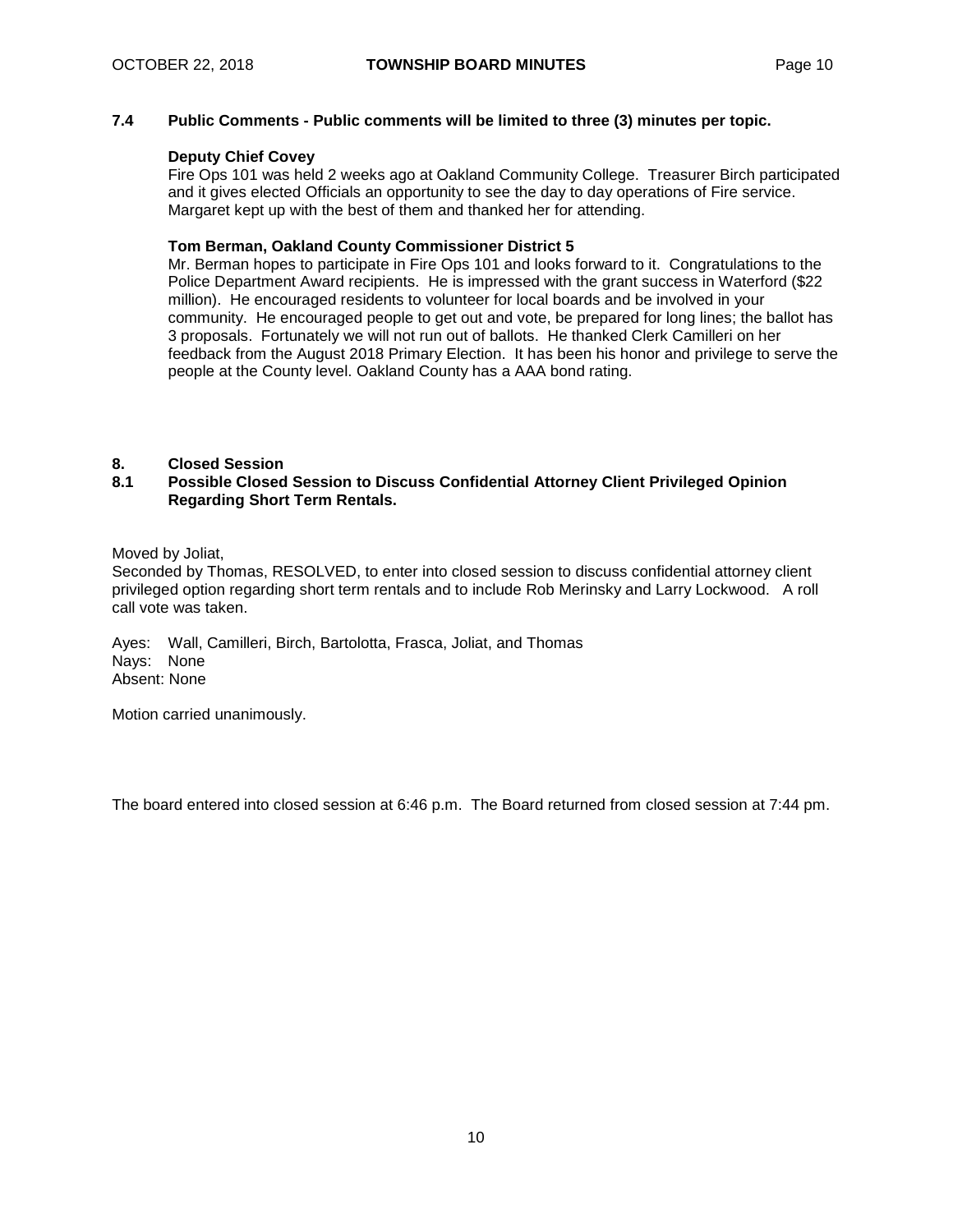### 7.4 Public Comments - Public comments will be limited to three (3) minutes per topic.

**Deputy Chief Covey**

Fire Ops 101 was held 2 weeks ago at Oakland Community College. Treasurer Birch participated and it gives elected Officials an opportunity to see the day to day operations of Fire service. Margaret kept up with the best of them and thanked her for attending.

**Tom Berman, Oakland County Commissioner District 5**

Mr. Berman hopes to participate in Fire Ops 101 and looks forward to it. Congratulations to the Police Department Award recipients. He is impressed with the grant success in Waterford ($22 million). He encouraged residents to volunteer for local boards and be involved in your community. He encouraged people to get out and vote, be prepared for long lines; the ballot has 3 proposals. Fortunately we will not run out of ballots. He thanked Clerk Camilleri on her feedback from the August 2018 Primary Election. It has been his honor and privilege to serve the people at the County level. Oakland County has a AAA bond rating.

## 8. Closed Session

### 8.1 Possible Closed Session to Discuss Confidential Attorney Client Privileged Opinion Regarding Short Term Rentals.

Moved by Joliat,
Seconded by Thomas, RESOLVED, to enter into closed session to discuss confidential attorney client privileged option regarding short term rentals and to include Rob Merinsky and Larry Lockwood. A roll call vote was taken.

Ayes: Wall, Camilleri, Birch, Bartolotta, Frasca, Joliat, and Thomas
Nays: None
Absent: None

Motion carried unanimously.

The board entered into closed session at 6:46 p.m. The Board returned from closed session at 7:44 pm.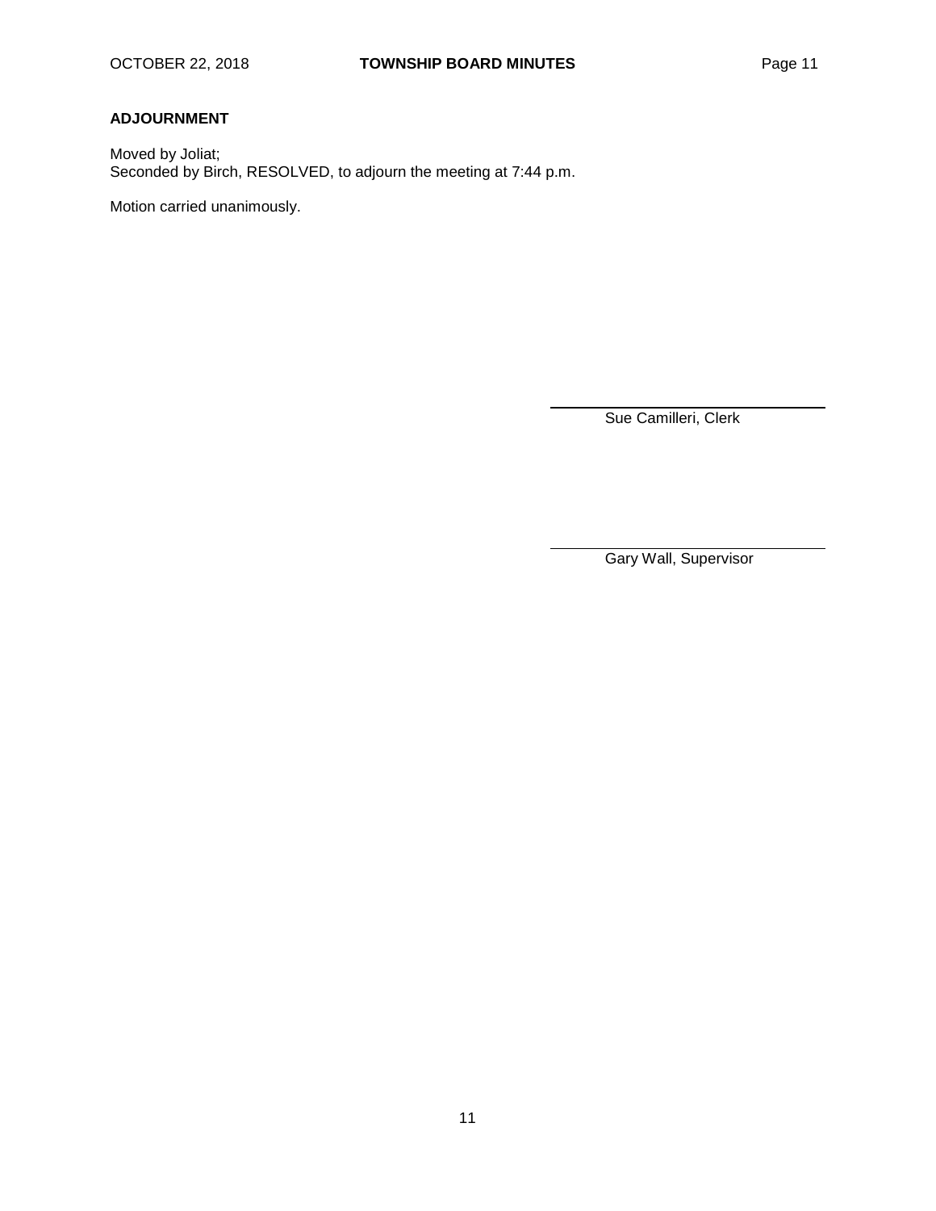**ADJOURNMENT**

Moved by Joliat;
Seconded by Birch, RESOLVED, to adjourn the meeting at 7:44 p.m.

Motion carried unanimously.

\_\_\_\_\_\_\_\_\_\_\_\_\_\_\_\_\_\_\_\_\_\_\_\_\_\_\_\_\_\_
Sue Camilleri, Clerk

\_\_\_\_\_\_\_\_\_\_\_\_\_\_\_\_\_\_\_\_\_\_\_\_\_\_\_\_\_\_
Gary Wall, Supervisor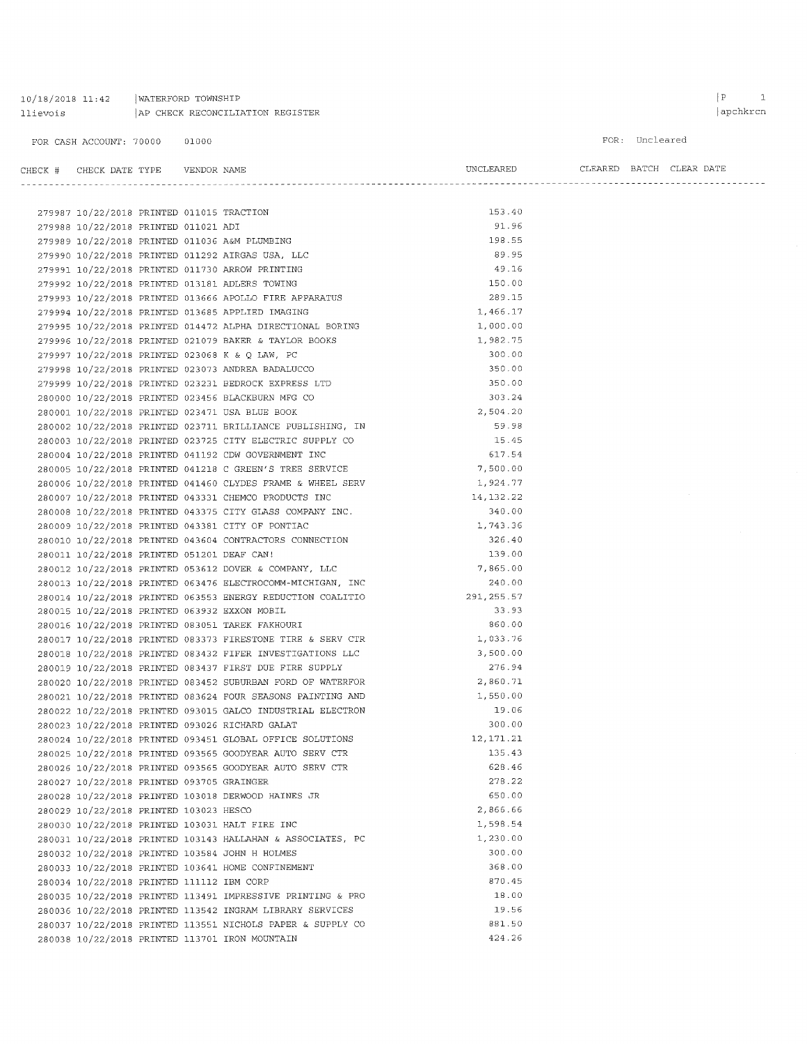10/18/2018 11:42 | WATERFORD TOWNSHIP
llievois | AP CHECK RECONCILIATION REGISTER

FOR CASH ACCOUNT: 70000 01000

FOR: Uncleared

| CHECK # | CHECK DATE | TYPE | VENDOR | NAME | UNCLEARED | CLEARED | BATCH | CLEAR DATE |
|---|---|---|---|---|---|---|---|---|
| 279987 | 10/22/2018 | PRINTED | 011015 | TRACTION | 153.40 | | | |
| 279988 | 10/22/2018 | PRINTED | 011021 | ADI | 91.96 | | | |
| 279989 | 10/22/2018 | PRINTED | 011036 | A&M PLUMBING | 198.55 | | | |
| 279990 | 10/22/2018 | PRINTED | 011292 | AIRGAS USA, LLC | 89.95 | | | |
| 279991 | 10/22/2018 | PRINTED | 011730 | ARROW PRINTING | 49.16 | | | |
| 279992 | 10/22/2018 | PRINTED | 013181 | ADLERS TOWING | 150.00 | | | |
| 279993 | 10/22/2018 | PRINTED | 013666 | APOLLO FIRE APPARATUS | 289.15 | | | |
| 279994 | 10/22/2018 | PRINTED | 013685 | APPLIED IMAGING | 1,466.17 | | | |
| 279995 | 10/22/2018 | PRINTED | 014472 | ALPHA DIRECTIONAL BORING | 1,000.00 | | | |
| 279996 | 10/22/2018 | PRINTED | 021079 | BAKER & TAYLOR BOOKS | 1,982.75 | | | |
| 279997 | 10/22/2018 | PRINTED | 023068 | K & Q LAW, PC | 300.00 | | | |
| 279998 | 10/22/2018 | PRINTED | 023073 | ANDREA BADALUCCO | 350.00 | | | |
| 279999 | 10/22/2018 | PRINTED | 023231 | BEDROCK EXPRESS LTD | 350.00 | | | |
| 280000 | 10/22/2018 | PRINTED | 023456 | BLACKBURN MFG CO | 303.24 | | | |
| 280001 | 10/22/2018 | PRINTED | 023471 | USA BLUE BOOK | 2,504.20 | | | |
| 280002 | 10/22/2018 | PRINTED | 023711 | BRILLIANCE PUBLISHING, IN | 59.98 | | | |
| 280003 | 10/22/2018 | PRINTED | 023725 | CITY ELECTRIC SUPPLY CO | 15.45 | | | |
| 280004 | 10/22/2018 | PRINTED | 041192 | CDW GOVERNMENT INC | 617.54 | | | |
| 280005 | 10/22/2018 | PRINTED | 041218 | C GREEN'S TREE SERVICE | 7,500.00 | | | |
| 280006 | 10/22/2018 | PRINTED | 041460 | CLYDES FRAME & WHEEL SERV | 1,924.77 | | | |
| 280007 | 10/22/2018 | PRINTED | 043331 | CHEMCO PRODUCTS INC | 14,132.22 | | | |
| 280008 | 10/22/2018 | PRINTED | 043375 | CITY GLASS COMPANY INC. | 340.00 | | | |
| 280009 | 10/22/2018 | PRINTED | 043381 | CITY OF PONTIAC | 1,743.36 | | | |
| 280010 | 10/22/2018 | PRINTED | 043604 | CONTRACTORS CONNECTION | 326.40 | | | |
| 280011 | 10/22/2018 | PRINTED | 051201 | DEAF CAN! | 139.00 | | | |
| 280012 | 10/22/2018 | PRINTED | 053612 | DOVER & COMPANY, LLC | 7,865.00 | | | |
| 280013 | 10/22/2018 | PRINTED | 063476 | ELECTROCOMM-MICHIGAN, INC | 240.00 | | | |
| 280014 | 10/22/2018 | PRINTED | 063553 | ENERGY REDUCTION COALITIO | 291,255.57 | | | |
| 280015 | 10/22/2018 | PRINTED | 063932 | EXXON MOBIL | 33.93 | | | |
| 280016 | 10/22/2018 | PRINTED | 083051 | TAREK FAKHOURI | 860.00 | | | |
| 280017 | 10/22/2018 | PRINTED | 083373 | FIRESTONE TIRE & SERV CTR | 1,033.76 | | | |
| 280018 | 10/22/2018 | PRINTED | 083432 | FIFER INVESTIGATIONS LLC | 3,500.00 | | | |
| 280019 | 10/22/2018 | PRINTED | 083437 | FIRST DUE FIRE SUPPLY | 276.94 | | | |
| 280020 | 10/22/2018 | PRINTED | 083452 | SUBURBAN FORD OF WATERFOR | 2,860.71 | | | |
| 280021 | 10/22/2018 | PRINTED | 083624 | FOUR SEASONS PAINTING AND | 1,550.00 | | | |
| 280022 | 10/22/2018 | PRINTED | 093015 | GALCO INDUSTRIAL ELECTRON | 19.06 | | | |
| 280023 | 10/22/2018 | PRINTED | 093026 | RICHARD GALAT | 300.00 | | | |
| 280024 | 10/22/2018 | PRINTED | 093451 | GLOBAL OFFICE SOLUTIONS | 12,171.21 | | | |
| 280025 | 10/22/2018 | PRINTED | 093565 | GOODYEAR AUTO SERV CTR | 135.43 | | | |
| 280026 | 10/22/2018 | PRINTED | 093565 | GOODYEAR AUTO SERV CTR | 628.46 | | | |
| 280027 | 10/22/2018 | PRINTED | 093705 | GRAINGER | 278.22 | | | |
| 280028 | 10/22/2018 | PRINTED | 103018 | DERWOOD HAINES JR | 650.00 | | | |
| 280029 | 10/22/2018 | PRINTED | 103023 | HESCO | 2,866.66 | | | |
| 280030 | 10/22/2018 | PRINTED | 103031 | HALT FIRE INC | 1,598.54 | | | |
| 280031 | 10/22/2018 | PRINTED | 103143 | HALLAHAN & ASSOCIATES, PC | 1,230.00 | | | |
| 280032 | 10/22/2018 | PRINTED | 103584 | JOHN H HOLMES | 300.00 | | | |
| 280033 | 10/22/2018 | PRINTED | 103641 | HOME CONFINEMENT | 368.00 | | | |
| 280034 | 10/22/2018 | PRINTED | 111112 | IBM CORP | 870.45 | | | |
| 280035 | 10/22/2018 | PRINTED | 113491 | IMPRESSIVE PRINTING & PRO | 18.00 | | | |
| 280036 | 10/22/2018 | PRINTED | 113542 | INGRAM LIBRARY SERVICES | 19.56 | | | |
| 280037 | 10/22/2018 | PRINTED | 113551 | NICHOLS PAPER & SUPPLY CO | 881.50 | | | |
| 280038 | 10/22/2018 | PRINTED | 113701 | IRON MOUNTAIN | 424.26 | | | |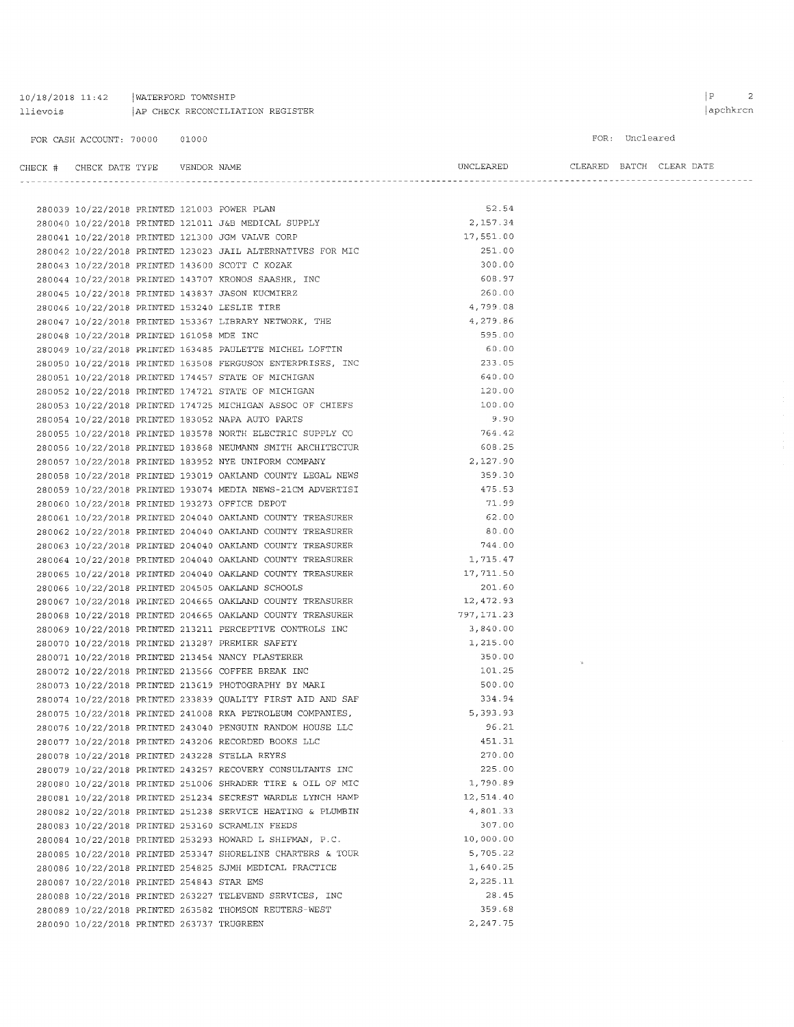10/18/2018 11:42 | WATERFORD TOWNSHIP
llievois | AP CHECK RECONCILIATION REGISTER

FOR CASH ACCOUNT: 70000 01000

FOR: Uncleared

| CHECK # | CHECK DATE | TYPE | VENDOR | NAME | UNCLEARED | CLEARED | BATCH | CLEAR DATE |
|---|---|---|---|---|---|---|---|---|
| 280039 | 10/22/2018 | PRINTED | 121003 | POWER PLAN | 52.54 | | | |
| 280040 | 10/22/2018 | PRINTED | 121011 | J&B MEDICAL SUPPLY | 2,157.34 | | | |
| 280041 | 10/22/2018 | PRINTED | 121300 | JGM VALVE CORP | 17,551.00 | | | |
| 280042 | 10/22/2018 | PRINTED | 123023 | JAIL ALTERNATIVES FOR MIC | 251.00 | | | |
| 280043 | 10/22/2018 | PRINTED | 143600 | SCOTT C KOZAK | 300.00 | | | |
| 280044 | 10/22/2018 | PRINTED | 143707 | KRONOS SAASHR, INC | 608.97 | | | |
| 280045 | 10/22/2018 | PRINTED | 143837 | JASON KUCMIERZ | 260.00 | | | |
| 280046 | 10/22/2018 | PRINTED | 153240 | LESLIE TIRE | 4,799.08 | | | |
| 280047 | 10/22/2018 | PRINTED | 153367 | LIBRARY NETWORK, THE | 4,279.86 | | | |
| 280048 | 10/22/2018 | PRINTED | 161058 | MDE INC | 595.00 | | | |
| 280049 | 10/22/2018 | PRINTED | 163485 | PAULETTE MICHEL LOFTIN | 60.00 | | | |
| 280050 | 10/22/2018 | PRINTED | 163508 | FERGUSON ENTERPRISES, INC | 233.05 | | | |
| 280051 | 10/22/2018 | PRINTED | 174457 | STATE OF MICHIGAN | 640.00 | | | |
| 280052 | 10/22/2018 | PRINTED | 174721 | STATE OF MICHIGAN | 120.00 | | | |
| 280053 | 10/22/2018 | PRINTED | 174725 | MICHIGAN ASSOC OF CHIEFS | 100.00 | | | |
| 280054 | 10/22/2018 | PRINTED | 183052 | NAPA AUTO PARTS | 9.90 | | | |
| 280055 | 10/22/2018 | PRINTED | 183578 | NORTH ELECTRIC SUPPLY CO | 764.42 | | | |
| 280056 | 10/22/2018 | PRINTED | 183868 | NEUMANN SMITH ARCHITECTUR | 608.25 | | | |
| 280057 | 10/22/2018 | PRINTED | 183952 | NYE UNIFORM COMPANY | 2,127.90 | | | |
| 280058 | 10/22/2018 | PRINTED | 193019 | OAKLAND COUNTY LEGAL NEWS | 359.30 | | | |
| 280059 | 10/22/2018 | PRINTED | 193074 | MEDIA NEWS-21CM ADVERTISI | 475.53 | | | |
| 280060 | 10/22/2018 | PRINTED | 193273 | OFFICE DEPOT | 71.99 | | | |
| 280061 | 10/22/2018 | PRINTED | 204040 | OAKLAND COUNTY TREASURER | 62.00 | | | |
| 280062 | 10/22/2018 | PRINTED | 204040 | OAKLAND COUNTY TREASURER | 80.00 | | | |
| 280063 | 10/22/2018 | PRINTED | 204040 | OAKLAND COUNTY TREASURER | 744.00 | | | |
| 280064 | 10/22/2018 | PRINTED | 204040 | OAKLAND COUNTY TREASURER | 1,715.47 | | | |
| 280065 | 10/22/2018 | PRINTED | 204040 | OAKLAND COUNTY TREASURER | 17,711.50 | | | |
| 280066 | 10/22/2018 | PRINTED | 204505 | OAKLAND SCHOOLS | 201.60 | | | |
| 280067 | 10/22/2018 | PRINTED | 204665 | OAKLAND COUNTY TREASURER | 12,472.93 | | | |
| 280068 | 10/22/2018 | PRINTED | 204665 | OAKLAND COUNTY TREASURER | 797,171.23 | | | |
| 280069 | 10/22/2018 | PRINTED | 213211 | PERCEPTIVE CONTROLS INC | 3,840.00 | | | |
| 280070 | 10/22/2018 | PRINTED | 213287 | PREMIER SAFETY | 1,215.00 | | | |
| 280071 | 10/22/2018 | PRINTED | 213454 | NANCY PLASTERER | 350.00 | | | |
| 280072 | 10/22/2018 | PRINTED | 213566 | COFFEE BREAK INC | 101.25 | | | |
| 280073 | 10/22/2018 | PRINTED | 213619 | PHOTOGRAPHY BY MARI | 500.00 | | | |
| 280074 | 10/22/2018 | PRINTED | 233839 | QUALITY FIRST AID AND SAF | 334.94 | | | |
| 280075 | 10/22/2018 | PRINTED | 241008 | RKA PETROLEUM COMPANIES, | 5,393.93 | | | |
| 280076 | 10/22/2018 | PRINTED | 243040 | PENGUIN RANDOM HOUSE LLC | 96.21 | | | |
| 280077 | 10/22/2018 | PRINTED | 243206 | RECORDED BOOKS LLC | 451.31 | | | |
| 280078 | 10/22/2018 | PRINTED | 243228 | STELLA REYES | 270.00 | | | |
| 280079 | 10/22/2018 | PRINTED | 243257 | RECOVERY CONSULTANTS INC | 225.00 | | | |
| 280080 | 10/22/2018 | PRINTED | 251006 | SHRADER TIRE & OIL OF MIC | 1,790.89 | | | |
| 280081 | 10/22/2018 | PRINTED | 251234 | SECREST WARDLE LYNCH HAMP | 12,514.40 | | | |
| 280082 | 10/22/2018 | PRINTED | 251238 | SERVICE HEATING & PLUMBIN | 4,801.33 | | | |
| 280083 | 10/22/2018 | PRINTED | 253160 | SCRAMLIN FEEDS | 307.00 | | | |
| 280084 | 10/22/2018 | PRINTED | 253293 | HOWARD L SHIFMAN, P.C. | 10,000.00 | | | |
| 280085 | 10/22/2018 | PRINTED | 253347 | SHORELINE CHARTERS & TOUR | 5,705.22 | | | |
| 280086 | 10/22/2018 | PRINTED | 254825 | SJMH MEDICAL PRACTICE | 1,640.25 | | | |
| 280087 | 10/22/2018 | PRINTED | 254843 | STAR EMS | 2,225.11 | | | |
| 280088 | 10/22/2018 | PRINTED | 263227 | TELEVEND SERVICES, INC | 28.45 | | | |
| 280089 | 10/22/2018 | PRINTED | 263582 | THOMSON REUTERS-WEST | 359.68 | | | |
| 280090 | 10/22/2018 | PRINTED | 263737 | TRUGREEN | 2,247.75 | | | |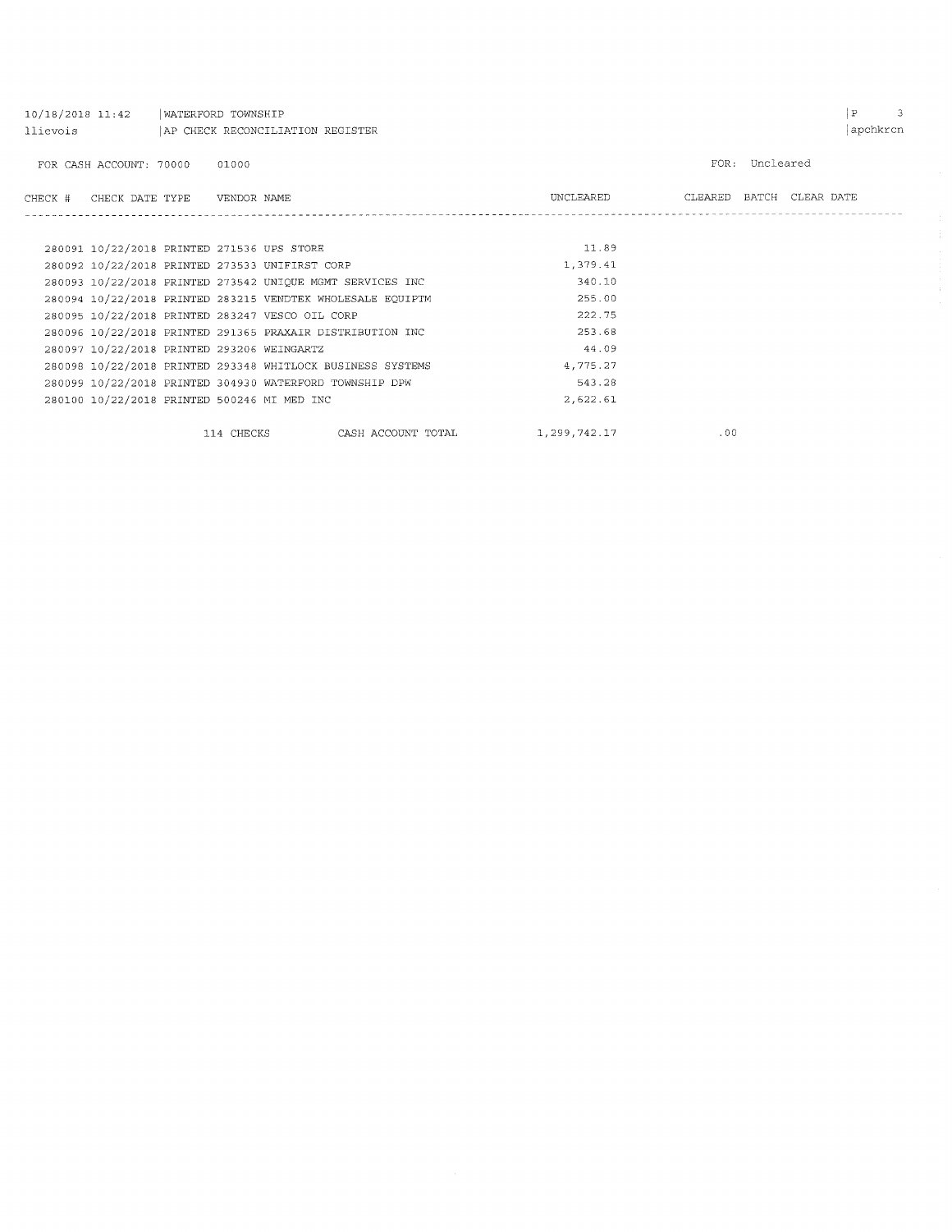10/18/2018 11:42 | WATERFORD TOWNSHIP
llievois | AP CHECK RECONCILIATION REGISTER

FOR CASH ACCOUNT: 70000 01000

FOR: Uncleared

| CHECK # | CHECK DATE | TYPE | VENDOR | NAME | UNCLEARED | CLEARED | BATCH | CLEAR DATE |
|---|---|---|---|---|---|---|---|---|
| 280091 | 10/22/2018 | PRINTED | 271536 | UPS STORE | 11.89 | | | |
| 280092 | 10/22/2018 | PRINTED | 273533 | UNIFIRST CORP | 1,379.41 | | | |
| 280093 | 10/22/2018 | PRINTED | 273542 | UNIQUE MGMT SERVICES INC | 340.10 | | | |
| 280094 | 10/22/2018 | PRINTED | 283215 | VENDTEK WHOLESALE EQUIPTM | 255.00 | | | |
| 280095 | 10/22/2018 | PRINTED | 283247 | VESCO OIL CORP | 222.75 | | | |
| 280096 | 10/22/2018 | PRINTED | 291365 | PRAXAIR DISTRIBUTION INC | 253.68 | | | |
| 280097 | 10/22/2018 | PRINTED | 293206 | WEINGARTZ | 44.09 | | | |
| 280098 | 10/22/2018 | PRINTED | 293348 | WHITLOCK BUSINESS SYSTEMS | 4,775.27 | | | |
| 280099 | 10/22/2018 | PRINTED | 304930 | WATERFORD TOWNSHIP DPW | 543.28 | | | |
| 280100 | 10/22/2018 | PRINTED | 500246 | MI MED INC | 2,622.61 | | | |
| | | 114 CHECKS | | CASH ACCOUNT TOTAL | 1,299,742.17 | .00 | | |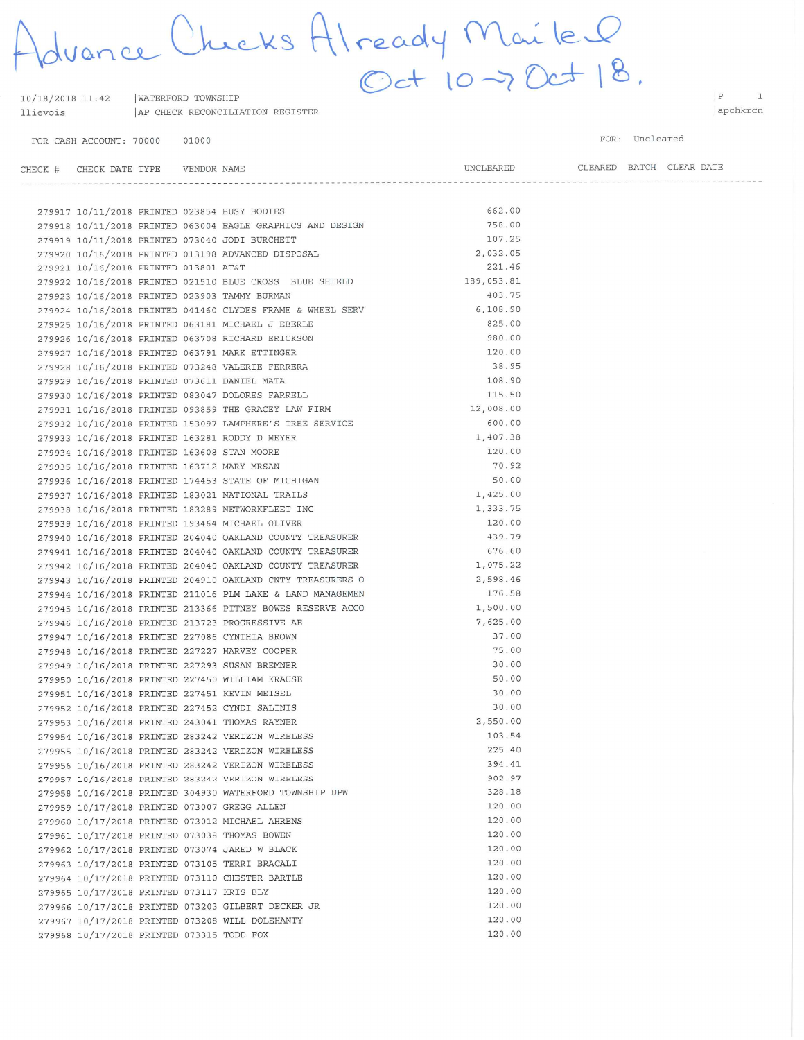Advance Checks Already Mailed Oct 10 → Oct 18.

10/18/2018 11:42 | WATERFORD TOWNSHIP | P 1
llievois | AP CHECK RECONCILIATION REGISTER | apchkrcn

FOR CASH ACCOUNT: 70000 01000 FOR: Uncleared

| CHECK # | CHECK DATE | TYPE | VENDOR NAME | UNCLEARED | CLEARED | BATCH | CLEAR DATE |
|---|---|---|---|---|---|---|---|
| 279917 | 10/11/2018 | PRINTED | 023854 BUSY BODIES | 662.00 | | | |
| 279918 | 10/11/2018 | PRINTED | 063004 EAGLE GRAPHICS AND DESIGN | 758.00 | | | |
| 279919 | 10/11/2018 | PRINTED | 073040 JODI BURCHETT | 107.25 | | | |
| 279920 | 10/16/2018 | PRINTED | 013198 ADVANCED DISPOSAL | 2,032.05 | | | |
| 279921 | 10/16/2018 | PRINTED | 013801 AT&T | 221.46 | | | |
| 279922 | 10/16/2018 | PRINTED | 021510 BLUE CROSS BLUE SHIELD | 189,053.81 | | | |
| 279923 | 10/16/2018 | PRINTED | 023903 TAMMY BURMAN | 403.75 | | | |
| 279924 | 10/16/2018 | PRINTED | 041460 CLYDES FRAME & WHEEL SERV | 6,108.90 | | | |
| 279925 | 10/16/2018 | PRINTED | 063181 MICHAEL J EBERLE | 825.00 | | | |
| 279926 | 10/16/2018 | PRINTED | 063708 RICHARD ERICKSON | 980.00 | | | |
| 279927 | 10/16/2018 | PRINTED | 063791 MARK ETTINGER | 120.00 | | | |
| 279928 | 10/16/2018 | PRINTED | 073248 VALERIE FERRERA | 38.95 | | | |
| 279929 | 10/16/2018 | PRINTED | 073611 DANIEL MATA | 108.90 | | | |
| 279930 | 10/16/2018 | PRINTED | 083047 DOLORES FARRELL | 115.50 | | | |
| 279931 | 10/16/2018 | PRINTED | 093859 THE GRACEY LAW FIRM | 12,008.00 | | | |
| 279932 | 10/16/2018 | PRINTED | 153097 LAMPHERE'S TREE SERVICE | 600.00 | | | |
| 279933 | 10/16/2018 | PRINTED | 163281 RODDY D MEYER | 1,407.38 | | | |
| 279934 | 10/16/2018 | PRINTED | 163608 STAN MOORE | 120.00 | | | |
| 279935 | 10/16/2018 | PRINTED | 163712 MARY MRSAN | 70.92 | | | |
| 279936 | 10/16/2018 | PRINTED | 174453 STATE OF MICHIGAN | 50.00 | | | |
| 279937 | 10/16/2018 | PRINTED | 183021 NATIONAL TRAILS | 1,425.00 | | | |
| 279938 | 10/16/2018 | PRINTED | 183289 NETWORKFLEET INC | 1,333.75 | | | |
| 279939 | 10/16/2018 | PRINTED | 193464 MICHAEL OLIVER | 120.00 | | | |
| 279940 | 10/16/2018 | PRINTED | 204040 OAKLAND COUNTY TREASURER | 439.79 | | | |
| 279941 | 10/16/2018 | PRINTED | 204040 OAKLAND COUNTY TREASURER | 676.60 | | | |
| 279942 | 10/16/2018 | PRINTED | 204040 OAKLAND COUNTY TREASURER | 1,075.22 | | | |
| 279943 | 10/16/2018 | PRINTED | 204910 OAKLAND CNTY TREASURERS O | 2,598.46 | | | |
| 279944 | 10/16/2018 | PRINTED | 211016 PLM LAKE & LAND MANAGEMEN | 176.58 | | | |
| 279945 | 10/16/2018 | PRINTED | 213366 PITNEY BOWES RESERVE ACCO | 1,500.00 | | | |
| 279946 | 10/16/2018 | PRINTED | 213723 PROGRESSIVE AE | 7,625.00 | | | |
| 279947 | 10/16/2018 | PRINTED | 227086 CYNTHIA BROWN | 37.00 | | | |
| 279948 | 10/16/2018 | PRINTED | 227227 HARVEY COOPER | 75.00 | | | |
| 279949 | 10/16/2018 | PRINTED | 227293 SUSAN BREMNER | 30.00 | | | |
| 279950 | 10/16/2018 | PRINTED | 227450 WILLIAM KRAUSE | 50.00 | | | |
| 279951 | 10/16/2018 | PRINTED | 227451 KEVIN MEISEL | 30.00 | | | |
| 279952 | 10/16/2018 | PRINTED | 227452 CYNDI SALINIS | 30.00 | | | |
| 279953 | 10/16/2018 | PRINTED | 243041 THOMAS RAYNER | 2,550.00 | | | |
| 279954 | 10/16/2018 | PRINTED | 283242 VERIZON WIRELESS | 103.54 | | | |
| 279955 | 10/16/2018 | PRINTED | 283242 VERIZON WIRELESS | 225.40 | | | |
| 279956 | 10/16/2018 | PRINTED | 283242 VERIZON WIRELESS | 394.41 | | | |
| 279957 | 10/16/2018 | PRINTED | 283242 VERIZON WIRELESS | 902.97 | | | |
| 279958 | 10/16/2018 | PRINTED | 304930 WATERFORD TOWNSHIP DPW | 328.18 | | | |
| 279959 | 10/17/2018 | PRINTED | 073007 GREGG ALLEN | 120.00 | | | |
| 279960 | 10/17/2018 | PRINTED | 073012 MICHAEL AHRENS | 120.00 | | | |
| 279961 | 10/17/2018 | PRINTED | 073038 THOMAS BOWEN | 120.00 | | | |
| 279962 | 10/17/2018 | PRINTED | 073074 JARED W BLACK | 120.00 | | | |
| 279963 | 10/17/2018 | PRINTED | 073105 TERRI BRACALI | 120.00 | | | |
| 279964 | 10/17/2018 | PRINTED | 073110 CHESTER BARTLE | 120.00 | | | |
| 279965 | 10/17/2018 | PRINTED | 073117 KRIS BLY | 120.00 | | | |
| 279966 | 10/17/2018 | PRINTED | 073203 GILBERT DECKER JR | 120.00 | | | |
| 279967 | 10/17/2018 | PRINTED | 073208 WILL DOLEHANTY | 120.00 | | | |
| 279968 | 10/17/2018 | PRINTED | 073315 TODD FOX | 120.00 | | | |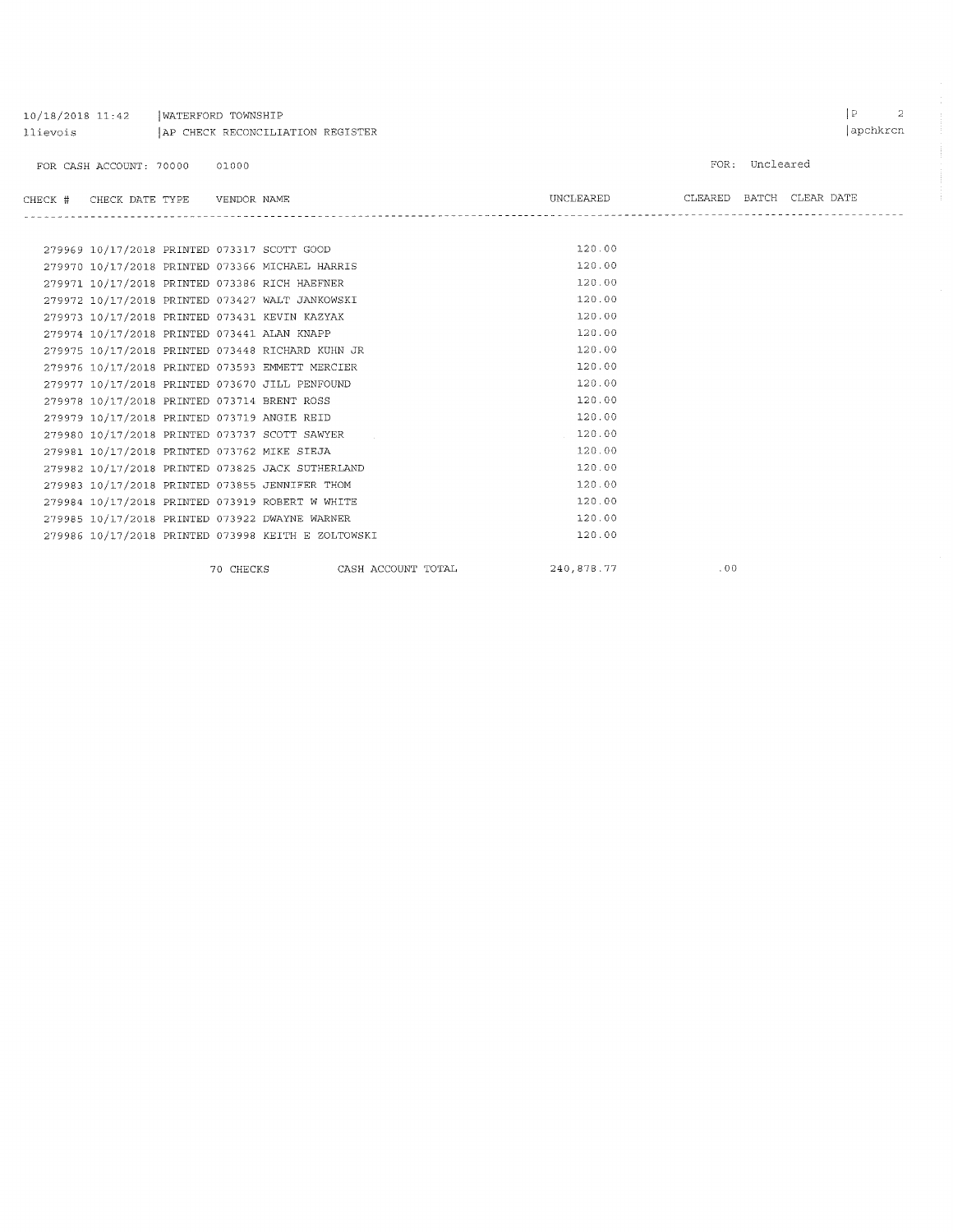10/18/2018 11:42 | WATERFORD TOWNSHIP
llievois | AP CHECK RECONCILIATION REGISTER

FOR CASH ACCOUNT: 70000 01000

FOR: Uncleared

| CHECK # | CHECK DATE | TYPE | VENDOR | NAME | UNCLEARED | CLEARED | BATCH | CLEAR DATE |
|---|---|---|---|---|---|---|---|---|
| 279969 | 10/17/2018 | PRINTED | 073317 | SCOTT GOOD | 120.00 | | | |
| 279970 | 10/17/2018 | PRINTED | 073366 | MICHAEL HARRIS | 120.00 | | | |
| 279971 | 10/17/2018 | PRINTED | 073386 | RICH HAEFNER | 120.00 | | | |
| 279972 | 10/17/2018 | PRINTED | 073427 | WALT JANKOWSKI | 120.00 | | | |
| 279973 | 10/17/2018 | PRINTED | 073431 | KEVIN KAZYAK | 120.00 | | | |
| 279974 | 10/17/2018 | PRINTED | 073441 | ALAN KNAPP | 120.00 | | | |
| 279975 | 10/17/2018 | PRINTED | 073448 | RICHARD KUHN JR | 120.00 | | | |
| 279976 | 10/17/2018 | PRINTED | 073593 | EMMETT MERCIER | 120.00 | | | |
| 279977 | 10/17/2018 | PRINTED | 073670 | JILL PENFOUND | 120.00 | | | |
| 279978 | 10/17/2018 | PRINTED | 073714 | BRENT ROSS | 120.00 | | | |
| 279979 | 10/17/2018 | PRINTED | 073719 | ANGIE REID | 120.00 | | | |
| 279980 | 10/17/2018 | PRINTED | 073737 | SCOTT SAWYER | 120.00 | | | |
| 279981 | 10/17/2018 | PRINTED | 073762 | MIKE STEJA | 120.00 | | | |
| 279982 | 10/17/2018 | PRINTED | 073825 | JACK SUTHERLAND | 120.00 | | | |
| 279983 | 10/17/2018 | PRINTED | 073855 | JENNIFER THOM | 120.00 | | | |
| 279984 | 10/17/2018 | PRINTED | 073919 | ROBERT W WHITE | 120.00 | | | |
| 279985 | 10/17/2018 | PRINTED | 073922 | DWAYNE WARNER | 120.00 | | | |
| 279986 | 10/17/2018 | PRINTED | 073998 | KEITH E ZOLTOWSKI | 120.00 | | | |
| | | 70 CHECKS | | CASH ACCOUNT TOTAL | 240,878.77 | .00 | | |